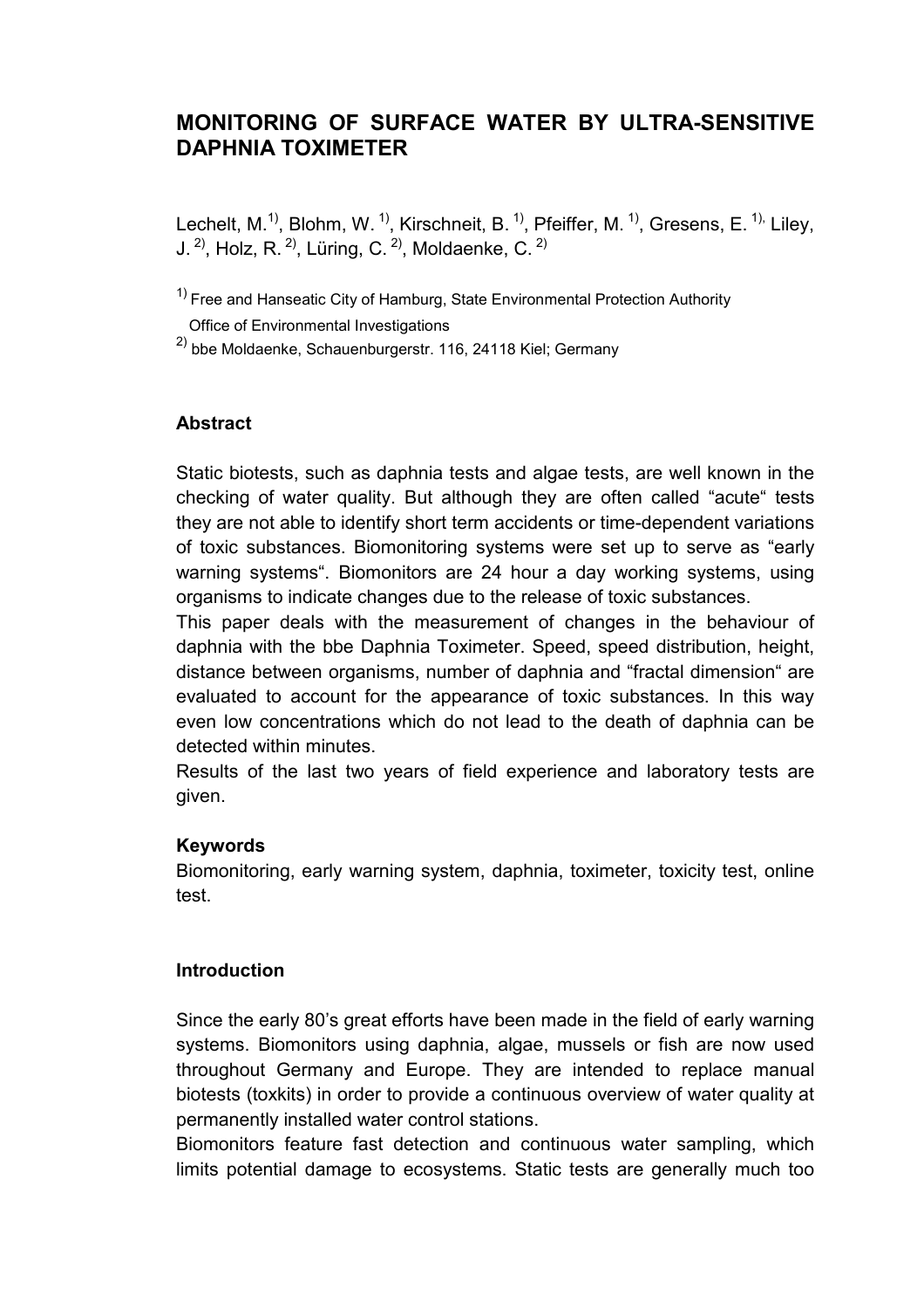# MONITORING OF SURFACE WATER BY ULTRA-SENSITIVE DAPHNIA TOXIMETER

Lechelt, M.[1)], Blohm, W. [1)], Kirschneit, B. [1)], Pfeiffer, M. [1)], Gresens, E. [1),] Liley, J. [2)], Holz, R. [2)], Lüring, C. [2)], Moldaenke, C. [2)]

[1)] Free and Hanseatic City of Hamburg, State Environmental Protection Authority
Office of Environmental Investigations

[2)] bbe Moldaenke, Schauenburgerstr. 116, 24118 Kiel; Germany

### Abstract

Static biotests, such as daphnia tests and algae tests, are well known in the checking of water quality. But although they are often called "acute" tests they are not able to identify short term accidents or time-dependent variations of toxic substances. Biomonitoring systems were set up to serve as "early warning systems". Biomonitors are 24 hour a day working systems, using organisms to indicate changes due to the release of toxic substances.

This paper deals with the measurement of changes in the behaviour of daphnia with the bbe Daphnia Toximeter. Speed, speed distribution, height, distance between organisms, number of daphnia and "fractal dimension" are evaluated to account for the appearance of toxic substances. In this way even low concentrations which do not lead to the death of daphnia can be detected within minutes.

Results of the last two years of field experience and laboratory tests are given.

### Keywords

Biomonitoring, early warning system, daphnia, toximeter, toxicity test, online test.

### Introduction

Since the early 80's great efforts have been made in the field of early warning systems. Biomonitors using daphnia, algae, mussels or fish are now used throughout Germany and Europe. They are intended to replace manual biotests (toxkits) in order to provide a continuous overview of water quality at permanently installed water control stations.

Biomonitors feature fast detection and continuous water sampling, which limits potential damage to ecosystems. Static tests are generally much too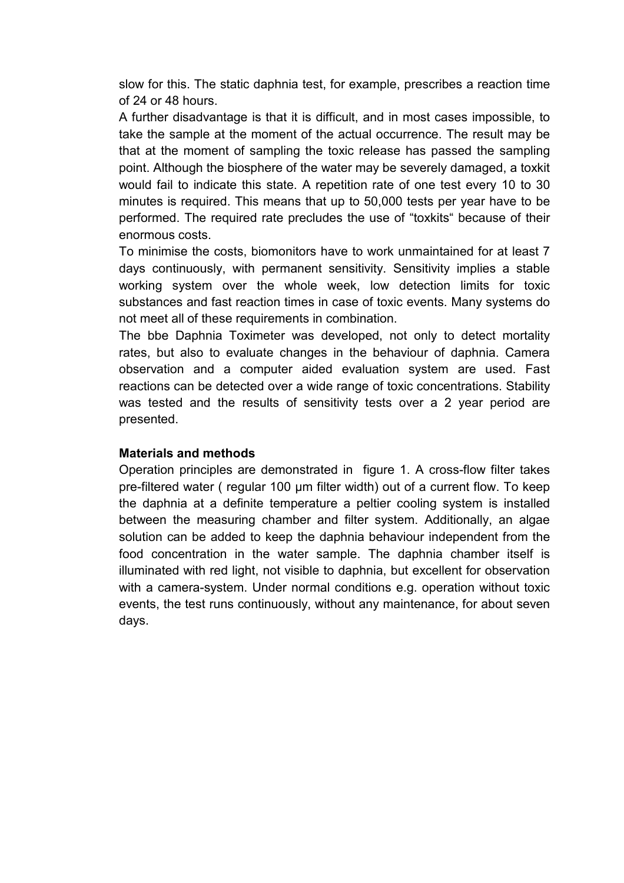slow for this. The static daphnia test, for example, prescribes a reaction time of 24 or 48 hours.

A further disadvantage is that it is difficult, and in most cases impossible, to take the sample at the moment of the actual occurrence. The result may be that at the moment of sampling the toxic release has passed the sampling point. Although the biosphere of the water may be severely damaged, a toxkit would fail to indicate this state. A repetition rate of one test every 10 to 30 minutes is required. This means that up to 50,000 tests per year have to be performed. The required rate precludes the use of "toxkits" because of their enormous costs.

To minimise the costs, biomonitors have to work unmaintained for at least 7 days continuously, with permanent sensitivity. Sensitivity implies a stable working system over the whole week, low detection limits for toxic substances and fast reaction times in case of toxic events. Many systems do not meet all of these requirements in combination.

The bbe Daphnia Toximeter was developed, not only to detect mortality rates, but also to evaluate changes in the behaviour of daphnia. Camera observation and a computer aided evaluation system are used. Fast reactions can be detected over a wide range of toxic concentrations. Stability was tested and the results of sensitivity tests over a 2 year period are presented.

**Materials and methods**

Operation principles are demonstrated in figure 1. A cross-flow filter takes pre-filtered water ( regular 100 µm filter width) out of a current flow. To keep the daphnia at a definite temperature a peltier cooling system is installed between the measuring chamber and filter system. Additionally, an algae solution can be added to keep the daphnia behaviour independent from the food concentration in the water sample. The daphnia chamber itself is illuminated with red light, not visible to daphnia, but excellent for observation with a camera-system. Under normal conditions e.g. operation without toxic events, the test runs continuously, without any maintenance, for about seven days.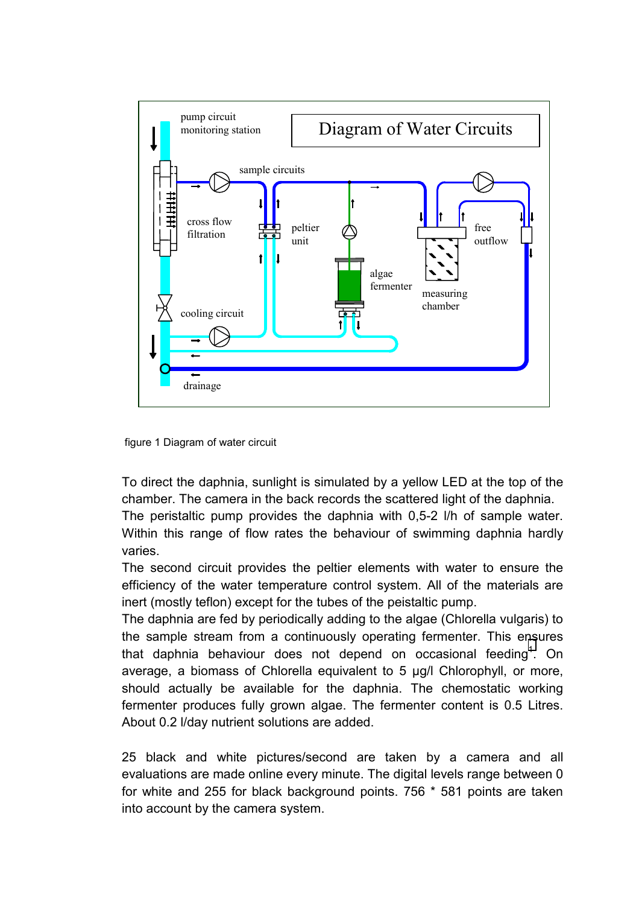figure 1 Diagram of water circuit

To direct the daphnia, sunlight is simulated by a yellow LED at the top of the chamber. The camera in the back records the scattered light of the daphnia. The peristaltic pump provides the daphnia with 0,5-2 l/h of sample water. Within this range of flow rates the behaviour of swimming daphnia hardly varies.

The second circuit provides the peltier elements with water to ensure the efficiency of the water temperature control system. All of the materials are inert (mostly teflon) except for the tubes of the peistaltic pump.

The daphnia are fed by periodically adding to the algae (Chlorella vulgaris) to the sample stream from a continuously operating fermenter. This ensures that daphnia behaviour does not depend on occasional feeding[1]. On average, a biomass of Chlorella equivalent to 5 µg/l Chlorophyll, or more, should actually be available for the daphnia. The chemostatic working fermenter produces fully grown algae. The fermenter content is 0.5 Litres. About 0.2 l/day nutrient solutions are added.

25 black and white pictures/second are taken by a camera and all evaluations are made online every minute. The digital levels range between 0 for white and 255 for black background points. 756 * 581 points are taken into account by the camera system.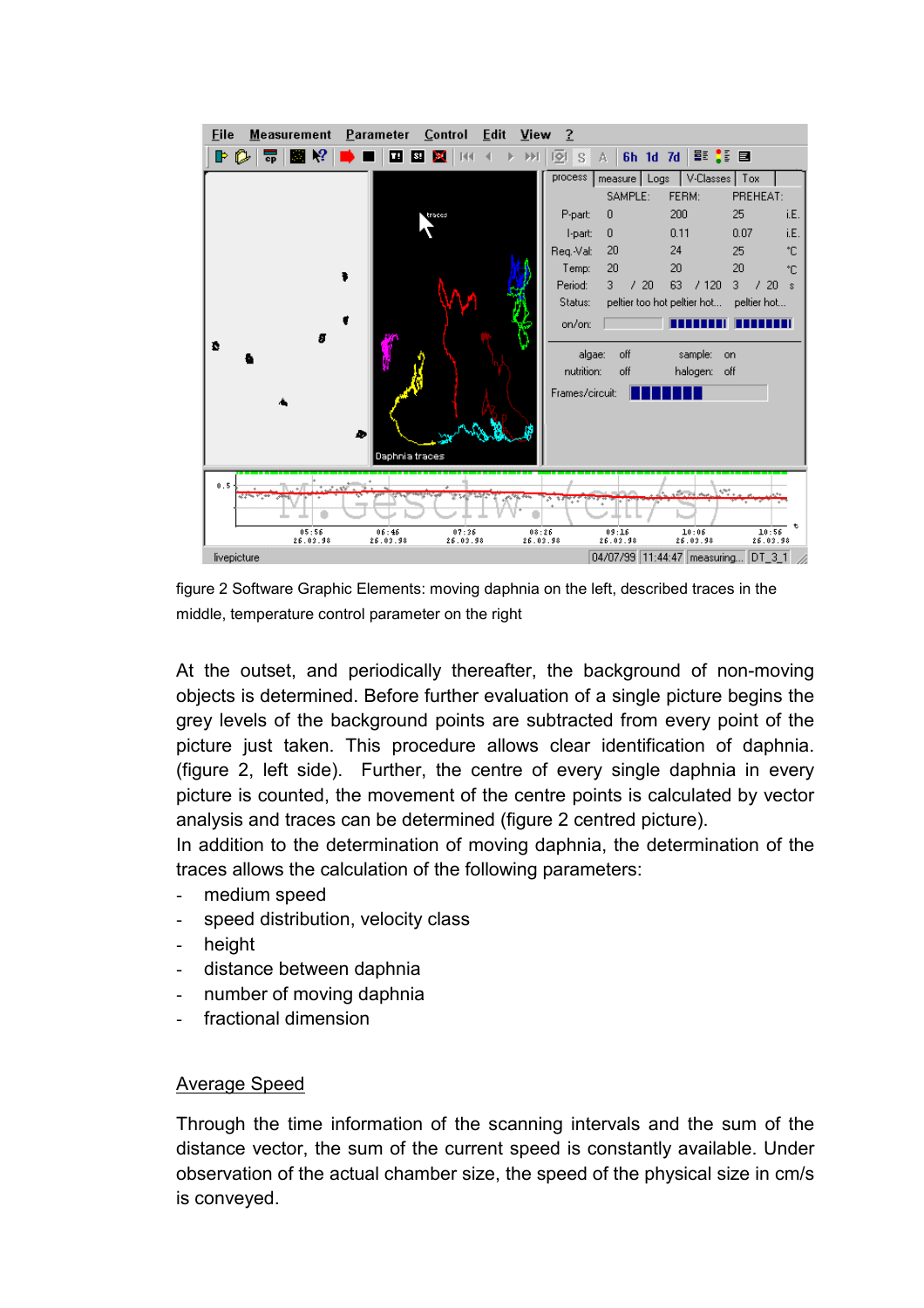figure 2 Software Graphic Elements: moving daphnia on the left, described traces in the middle, temperature control parameter on the right

At the outset, and periodically thereafter, the background of non-moving objects is determined. Before further evaluation of a single picture begins the grey levels of the background points are subtracted from every point of the picture just taken. This procedure allows clear identification of daphnia. (figure 2, left side). Further, the centre of every single daphnia in every picture is counted, the movement of the centre points is calculated by vector analysis and traces can be determined (figure 2 centred picture).

In addition to the determination of moving daphnia, the determination of the traces allows the calculation of the following parameters:

- medium speed
- speed distribution, velocity class
- height
- distance between daphnia
- number of moving daphnia
- fractional dimension

## Average Speed

Through the time information of the scanning intervals and the sum of the distance vector, the sum of the current speed is constantly available. Under observation of the actual chamber size, the speed of the physical size in cm/s is conveyed.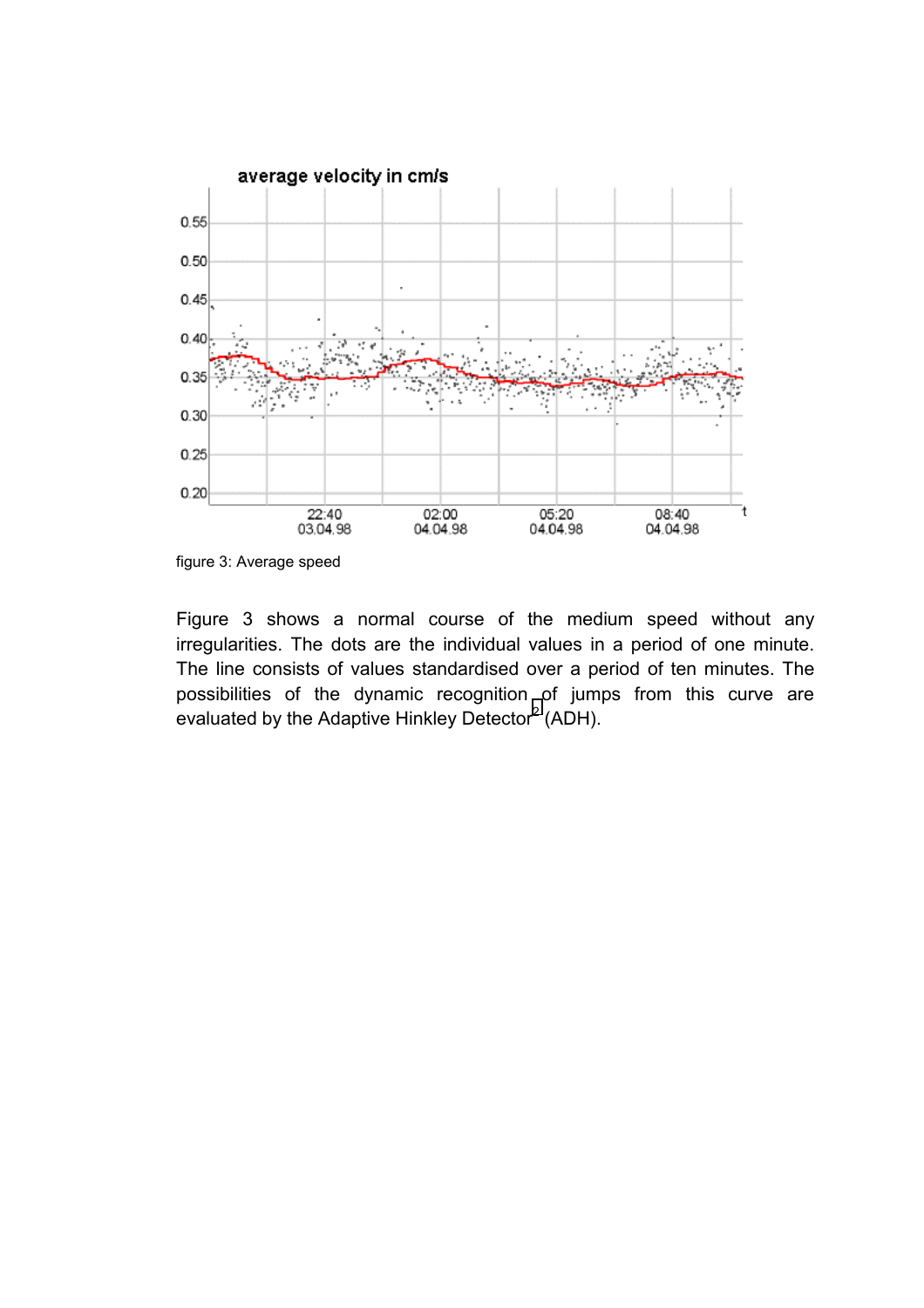figure 3: Average speed

Figure 3 shows a normal course of the medium speed without any irregularities. The dots are the individual values in a period of one minute. The line consists of values standardised over a period of ten minutes. The possibilities of the dynamic recognition of jumps from this curve are evaluated by the Adaptive Hinkley Detector[2] (ADH).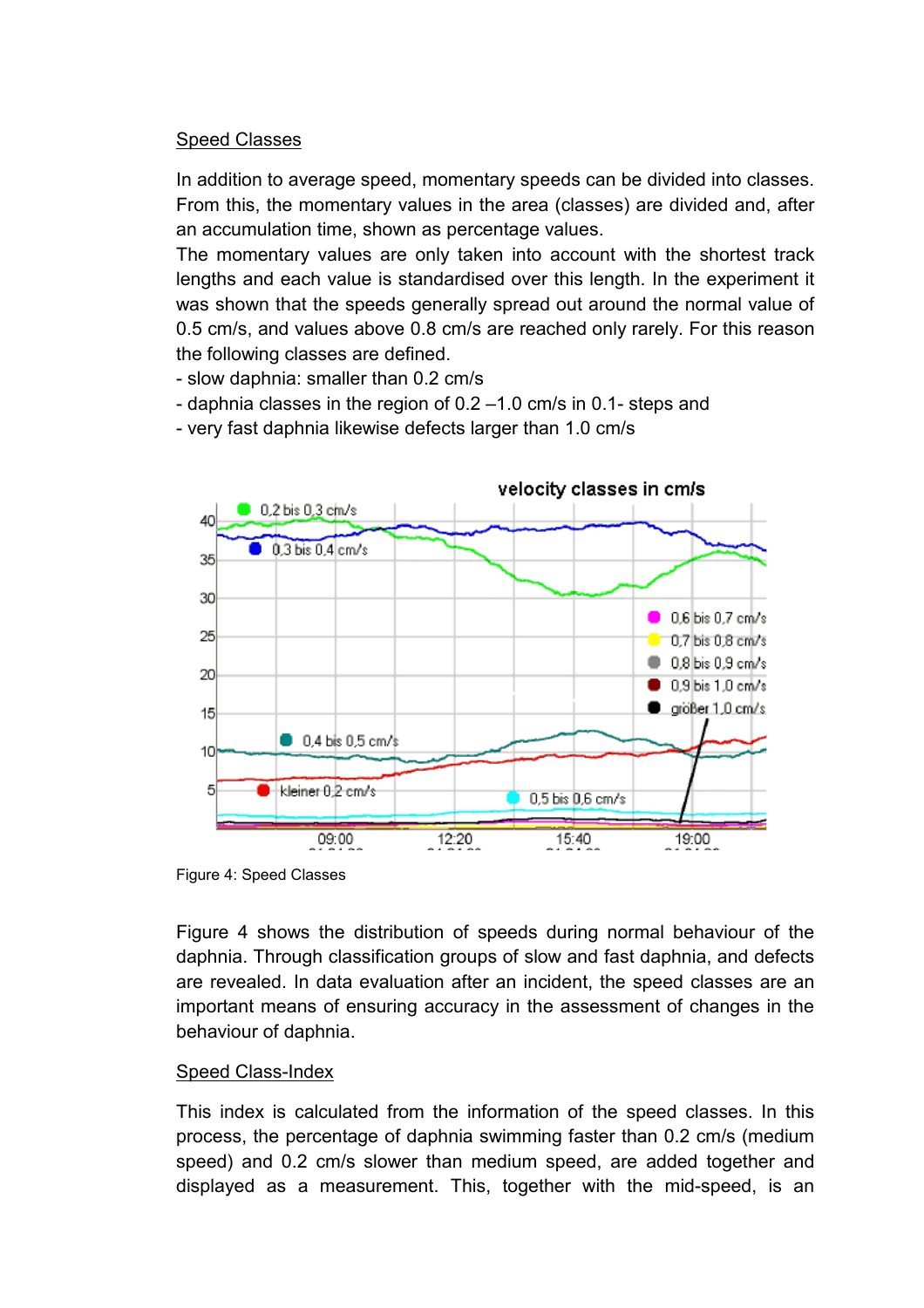Speed Classes

In addition to average speed, momentary speeds can be divided into classes. From this, the momentary values in the area (classes) are divided and, after an accumulation time, shown as percentage values.
The momentary values are only taken into account with the shortest track lengths and each value is standardised over this length. In the experiment it was shown that the speeds generally spread out around the normal value of 0.5 cm/s, and values above 0.8 cm/s are reached only rarely. For this reason the following classes are defined.

- slow daphnia: smaller than 0.2 cm/s
- daphnia classes in the region of 0.2 –1.0 cm/s in 0.1- steps and
- very fast daphnia likewise defects larger than 1.0 cm/s

Figure 4: Speed Classes

Figure 4 shows the distribution of speeds during normal behaviour of the daphnia. Through classification groups of slow and fast daphnia, and defects are revealed. In data evaluation after an incident, the speed classes are an important means of ensuring accuracy in the assessment of changes in the behaviour of daphnia.

Speed Class-Index

This index is calculated from the information of the speed classes. In this process, the percentage of daphnia swimming faster than 0.2 cm/s (medium speed) and 0.2 cm/s slower than medium speed, are added together and displayed as a measurement. This, together with the mid-speed, is an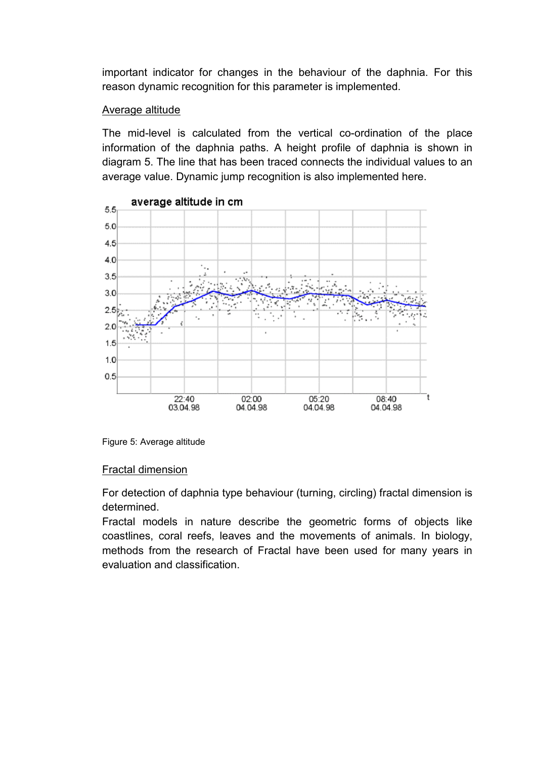important indicator for changes in the behaviour of the daphnia. For this reason dynamic recognition for this parameter is implemented.

Average altitude

The mid-level is calculated from the vertical co-ordination of the place information of the daphnia paths. A height profile of daphnia is shown in diagram 5. The line that has been traced connects the individual values to an average value. Dynamic jump recognition is also implemented here.

Figure 5: Average altitude

Fractal dimension

For detection of daphnia type behaviour (turning, circling) fractal dimension is determined.

Fractal models in nature describe the geometric forms of objects like coastlines, coral reefs, leaves and the movements of animals. In biology, methods from the research of Fractal have been used for many years in evaluation and classification.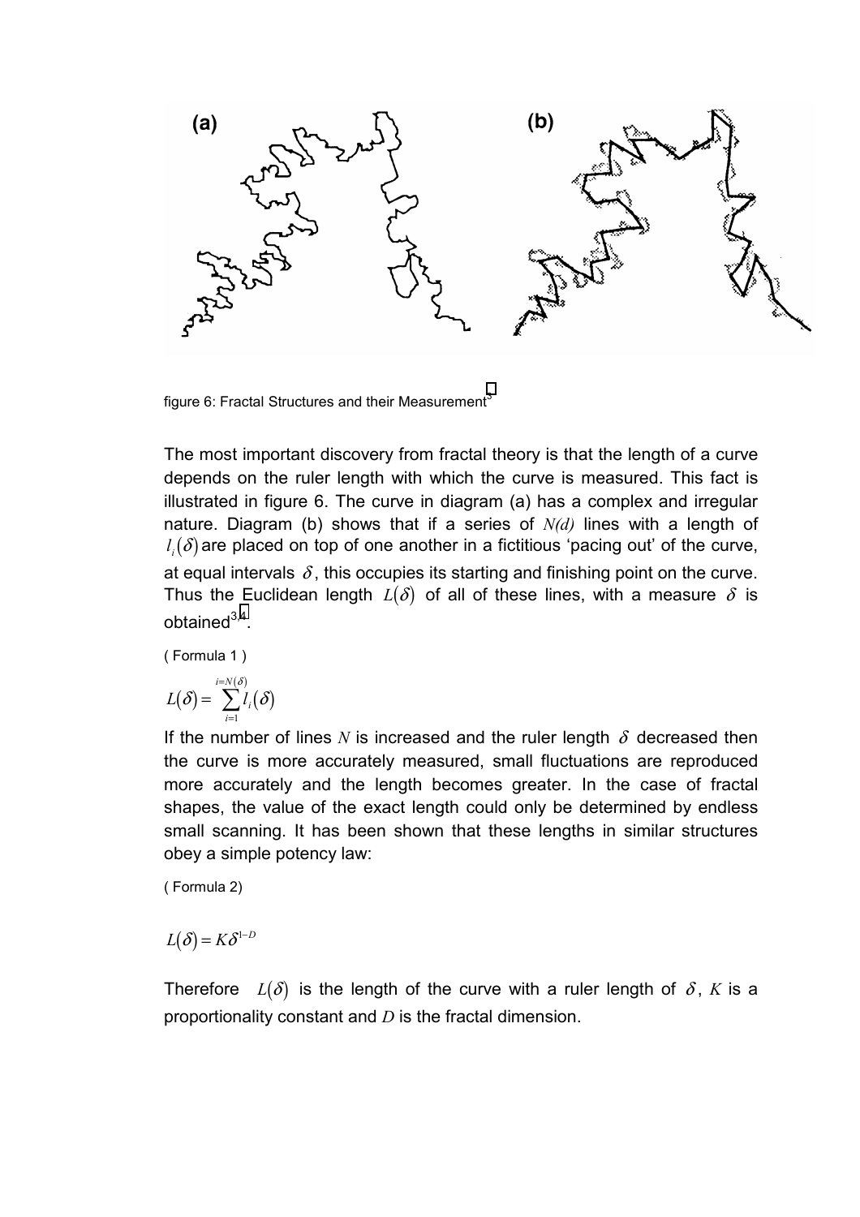figure 6: Fractal Structures and their Measurement[5]

The most important discovery from fractal theory is that the length of a curve depends on the ruler length with which the curve is measured. This fact is illustrated in figure 6. The curve in diagram (a) has a complex and irregular nature. Diagram (b) shows that if a series of $N(d)$ lines with a length of $l_i(\delta)$ are placed on top of one another in a fictitious 'pacing out' of the curve, at equal intervals $\delta$, this occupies its starting and finishing point on the curve. Thus the Euclidean length $L(\delta)$ of all of these lines, with a measure $\delta$ is obtained[3,4].

( Formula 1 )

$$L(\delta) = \sum_{i=1}^{i=N(\delta)} l_i(\delta)$$

If the number of lines $N$ is increased and the ruler length $\delta$ decreased then the curve is more accurately measured, small fluctuations are reproduced more accurately and the length becomes greater. In the case of fractal shapes, the value of the exact length could only be determined by endless small scanning. It has been shown that these lengths in similar structures obey a simple potency law:

( Formula 2)

$$L(\delta) = K\delta^{1-D}$$

Therefore $L(\delta)$ is the length of the curve with a ruler length of $\delta$, $K$ is a proportionality constant and $D$ is the fractal dimension.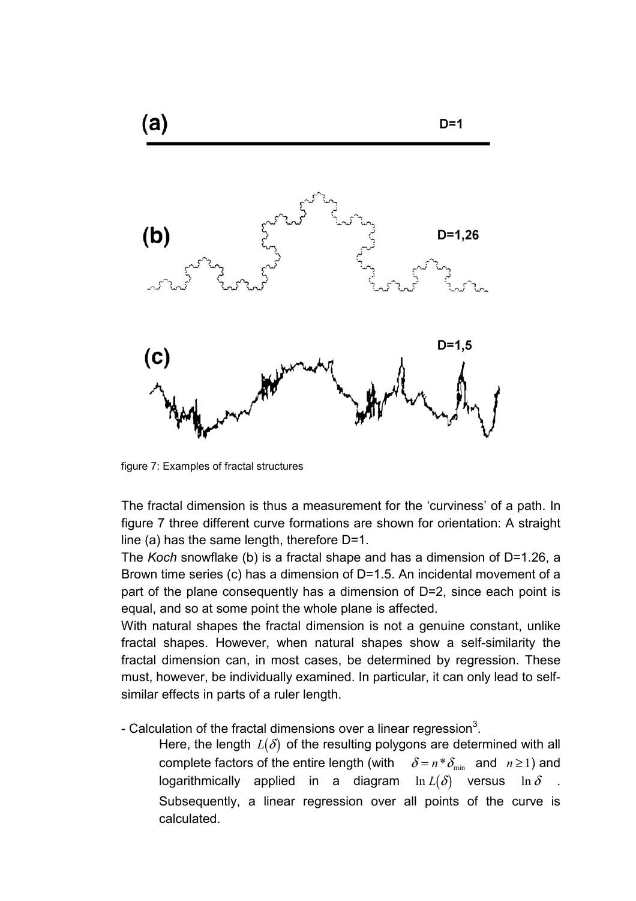(a) D=1

(b) D=1,26

(c) D=1,5

figure 7: Examples of fractal structures

The fractal dimension is thus a measurement for the 'curviness' of a path. In figure 7 three different curve formations are shown for orientation: A straight line (a) has the same length, therefore D=1.

The *Koch* snowflake (b) is a fractal shape and has a dimension of D=1.26, a Brown time series (c) has a dimension of D=1.5. An incidental movement of a part of the plane consequently has a dimension of D=2, since each point is equal, and so at some point the whole plane is affected.

With natural shapes the fractal dimension is not a genuine constant, unlike fractal shapes. However, when natural shapes show a self-similarity the fractal dimension can, in most cases, be determined by regression. These must, however, be individually examined. In particular, it can only lead to self-similar effects in parts of a ruler length.

- Calculation of the fractal dimensions over a linear regression[3].

  Here, the length $L(\delta)$ of the resulting polygons are determined with all complete factors of the entire length (with $\delta = n * \delta_{\min}$ and $n \geq 1$) and logarithmically applied in a diagram $\ln L(\delta)$ versus $\ln \delta$ . Subsequently, a linear regression over all points of the curve is calculated.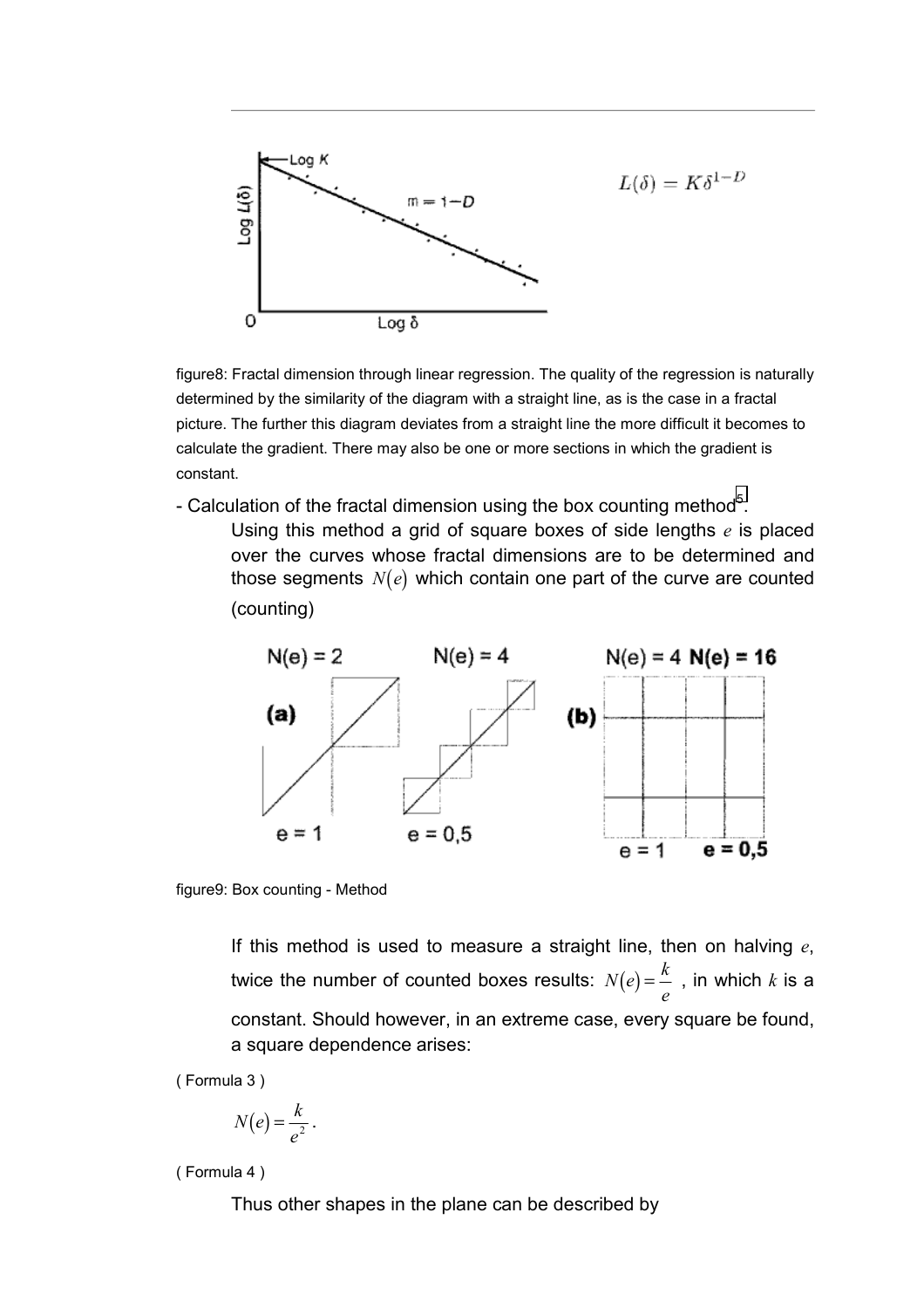$$L(\delta) = K\delta^{1-D}$$

figure8: Fractal dimension through linear regression. The quality of the regression is naturally determined by the similarity of the diagram with a straight line, as is the case in a fractal picture. The further this diagram deviates from a straight line the more difficult it becomes to calculate the gradient. There may also be one or more sections in which the gradient is constant.

- Calculation of the fractal dimension using the box counting method[5].

  Using this method a grid of square boxes of side lengths $e$ is placed over the curves whose fractal dimensions are to be determined and those segments $N(e)$ which contain one part of the curve are counted (counting)

figure9: Box counting - Method

If this method is used to measure a straight line, then on halving $e$, twice the number of counted boxes results: $N(e) = \frac{k}{e}$ , in which $k$ is a constant. Should however, in an extreme case, every square be found, a square dependence arises:

( Formula 3 )

$$N(e) = \frac{k}{e^2}.$$

( Formula 4 )

Thus other shapes in the plane can be described by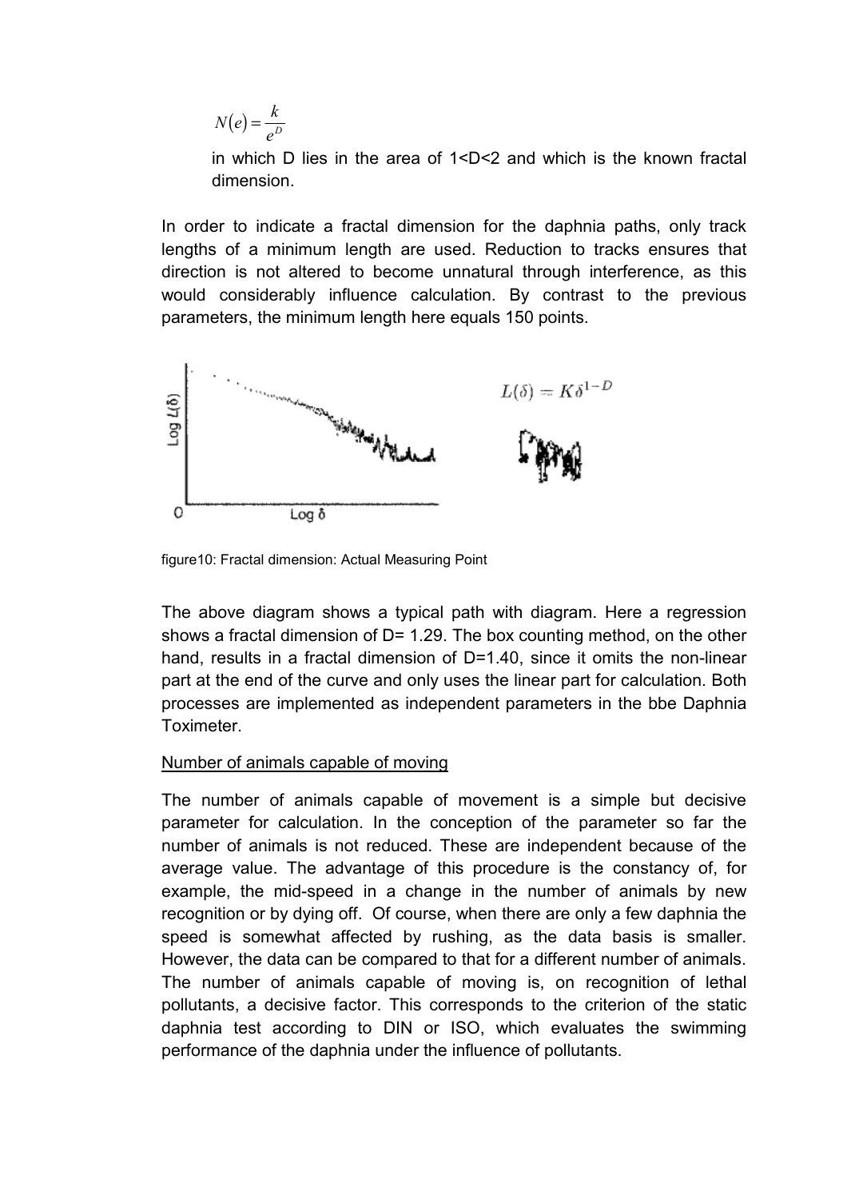$$N(e) = \frac{k}{e^D}$$

in which D lies in the area of 1<D<2 and which is the known fractal dimension.

In order to indicate a fractal dimension for the daphnia paths, only track lengths of a minimum length are used. Reduction to tracks ensures that direction is not altered to become unnatural through interference, as this would considerably influence calculation. By contrast to the previous parameters, the minimum length here equals 150 points.

$$L(\delta) = K\delta^{1-D}$$

figure10: Fractal dimension: Actual Measuring Point

The above diagram shows a typical path with diagram. Here a regression shows a fractal dimension of D= 1.29. The box counting method, on the other hand, results in a fractal dimension of D=1.40, since it omits the non-linear part at the end of the curve and only uses the linear part for calculation. Both processes are implemented as independent parameters in the bbe Daphnia Toximeter.

Number of animals capable of moving

The number of animals capable of movement is a simple but decisive parameter for calculation. In the conception of the parameter so far the number of animals is not reduced. These are independent because of the average value. The advantage of this procedure is the constancy of, for example, the mid-speed in a change in the number of animals by new recognition or by dying off. Of course, when there are only a few daphnia the speed is somewhat affected by rushing, as the data basis is smaller. However, the data can be compared to that for a different number of animals. The number of animals capable of moving is, on recognition of lethal pollutants, a decisive factor. This corresponds to the criterion of the static daphnia test according to DIN or ISO, which evaluates the swimming performance of the daphnia under the influence of pollutants.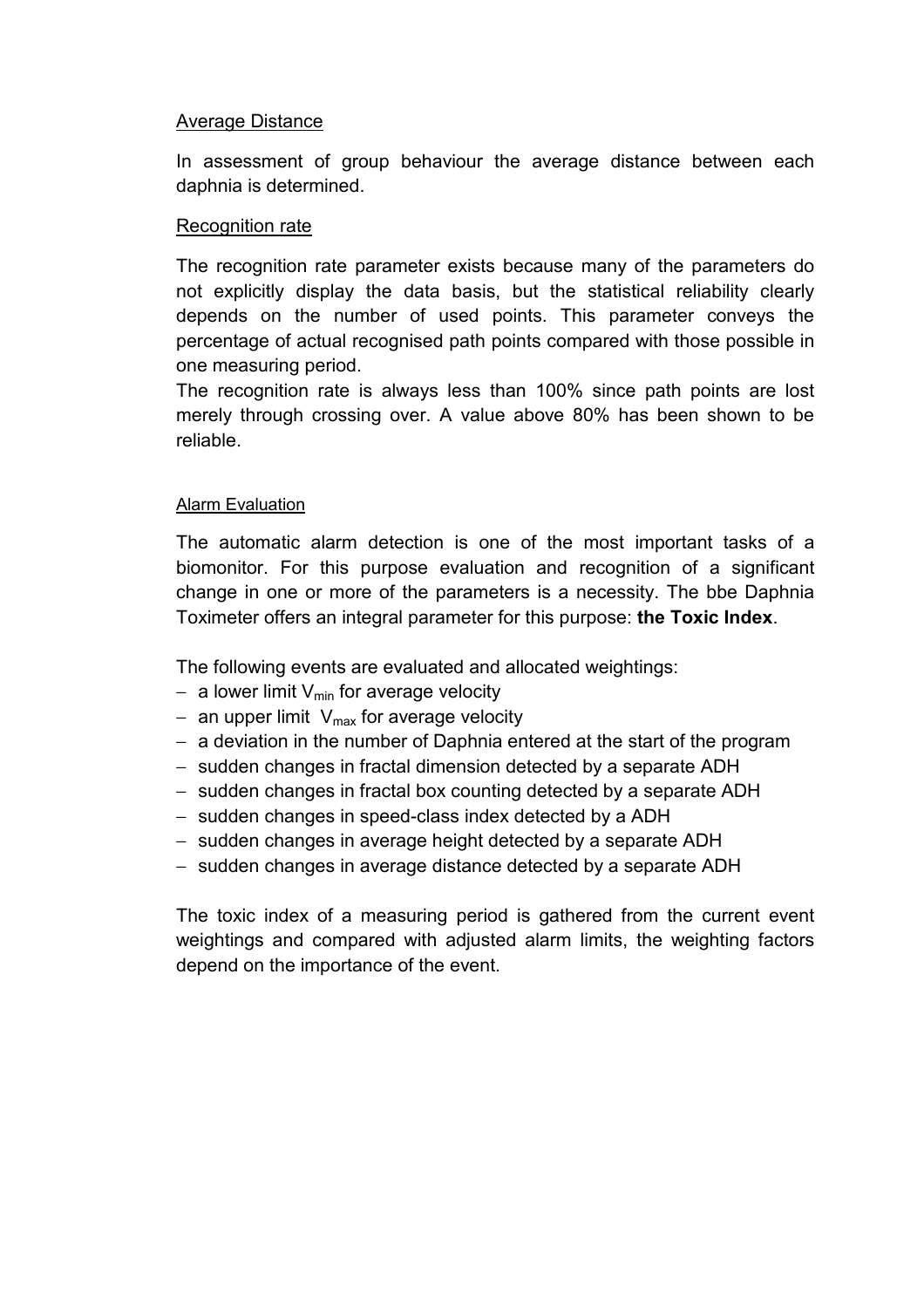Average Distance

In assessment of group behaviour the average distance between each daphnia is determined.

Recognition rate

The recognition rate parameter exists because many of the parameters do not explicitly display the data basis, but the statistical reliability clearly depends on the number of used points. This parameter conveys the percentage of actual recognised path points compared with those possible in one measuring period.
The recognition rate is always less than 100% since path points are lost merely through crossing over. A value above 80% has been shown to be reliable.

Alarm Evaluation

The automatic alarm detection is one of the most important tasks of a biomonitor. For this purpose evaluation and recognition of a significant change in one or more of the parameters is a necessity. The bbe Daphnia Toximeter offers an integral parameter for this purpose: **the Toxic Index**.

The following events are evaluated and allocated weightings:

- a lower limit $V_{min}$ for average velocity
- an upper limit $V_{max}$ for average velocity
- a deviation in the number of Daphnia entered at the start of the program
- sudden changes in fractal dimension detected by a separate ADH
- sudden changes in fractal box counting detected by a separate ADH
- sudden changes in speed-class index detected by a ADH
- sudden changes in average height detected by a separate ADH
- sudden changes in average distance detected by a separate ADH

The toxic index of a measuring period is gathered from the current event weightings and compared with adjusted alarm limits, the weighting factors depend on the importance of the event.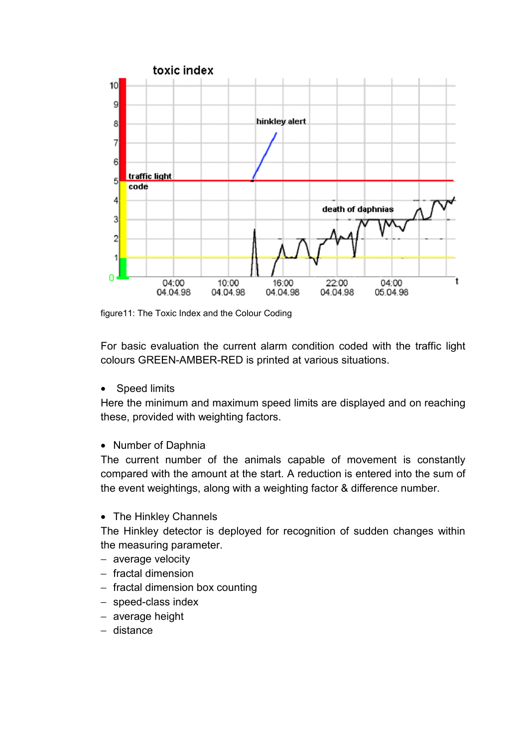figure11: The Toxic Index and the Colour Coding

For basic evaluation the current alarm condition coded with the traffic light colours GREEN-AMBER-RED is printed at various situations.

- Speed limits

Here the minimum and maximum speed limits are displayed and on reaching these, provided with weighting factors.

- Number of Daphnia

The current number of the animals capable of movement is constantly compared with the amount at the start. A reduction is entered into the sum of the event weightings, along with a weighting factor & difference number.

- The Hinkley Channels

The Hinkley detector is deployed for recognition of sudden changes within the measuring parameter.

- average velocity
- fractal dimension
- fractal dimension box counting
- speed-class index
- average height
- distance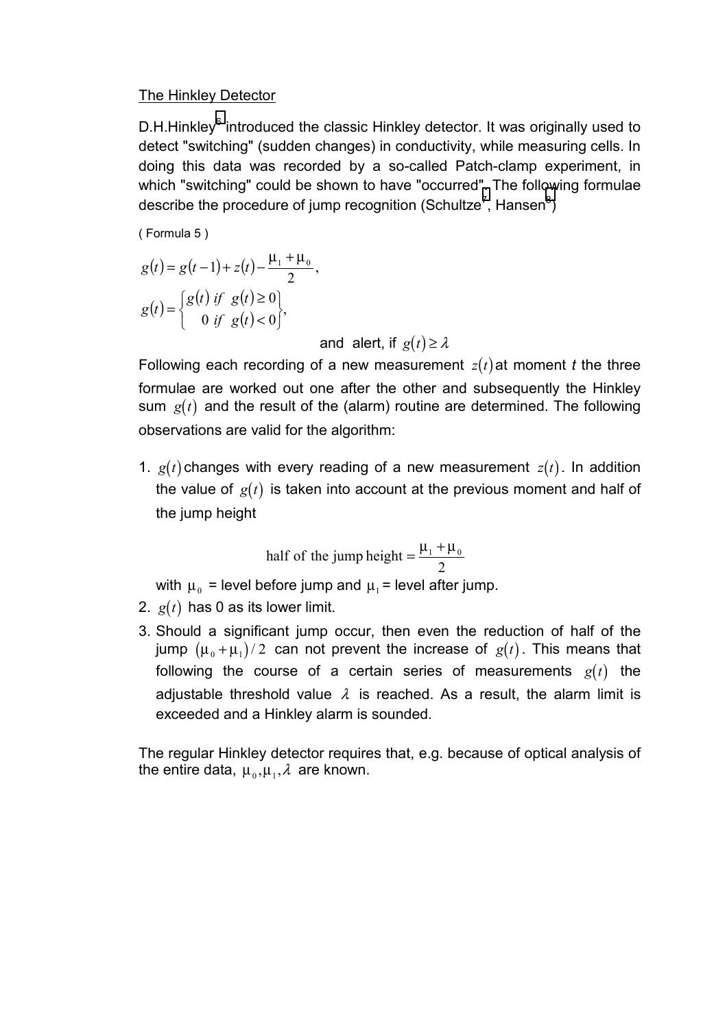The Hinkley Detector

D.H.Hinkley[6] introduced the classic Hinkley detector. It was originally used to detect "switching" (sudden changes) in conductivity, while measuring cells. In doing this data was recorded by a so-called Patch-clamp experiment, in which "switching" could be shown to have "occurred". The following formulae describe the procedure of jump recognition (Schultze[7], Hansen[8])

( Formula 5 )

$$g(t) = g(t-1) + z(t) - \frac{\mu_1 + \mu_0}{2},$$

$$g(t) = \begin{Bmatrix} g(t) & if \;\; g(t) \geq 0 \\ 0 & if \;\; g(t) < 0 \end{Bmatrix},$$

and alert, if $g(t) \geq \lambda$

Following each recording of a new measurement $z(t)$ at moment *t* the three formulae are worked out one after the other and subsequently the Hinkley sum $g(t)$ and the result of the (alarm) routine are determined. The following observations are valid for the algorithm:

1. $g(t)$ changes with every reading of a new measurement $z(t)$. In addition the value of $g(t)$ is taken into account at the previous moment and half of the jump height

   $$\text{half of the jump height} = \frac{\mu_1 + \mu_0}{2}$$

   with $\mu_0$ = level before jump and $\mu_1$ = level after jump.
2. $g(t)$ has 0 as its lower limit.
3. Should a significant jump occur, then even the reduction of half of the jump $(\mu_0 + \mu_1)/2$ can not prevent the increase of $g(t)$. This means that following the course of a certain series of measurements $g(t)$ the adjustable threshold value $\lambda$ is reached. As a result, the alarm limit is exceeded and a Hinkley alarm is sounded.

The regular Hinkley detector requires that, e.g. because of optical analysis of the entire data, $\mu_0, \mu_1, \lambda$ are known.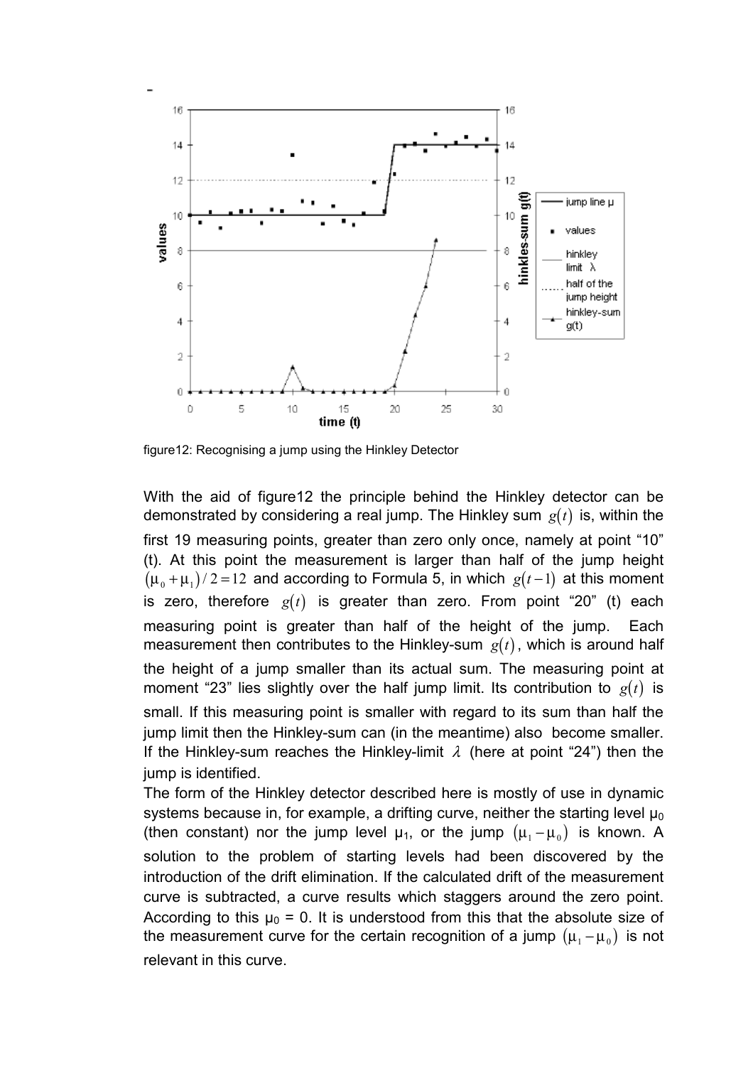figure12: Recognising a jump using the Hinkley Detector

With the aid of figure12 the principle behind the Hinkley detector can be demonstrated by considering a real jump. The Hinkley sum $g(t)$ is, within the first 19 measuring points, greater than zero only once, namely at point "10" (t). At this point the measurement is larger than half of the jump height $(\mu_0 + \mu_1)/2 = 12$ and according to Formula 5, in which $g(t-1)$ at this moment is zero, therefore $g(t)$ is greater than zero. From point "20" (t) each measuring point is greater than half of the height of the jump. Each measurement then contributes to the Hinkley-sum $g(t)$, which is around half the height of a jump smaller than its actual sum. The measuring point at moment "23" lies slightly over the half jump limit. Its contribution to $g(t)$ is small. If this measuring point is smaller with regard to its sum than half the jump limit then the Hinkley-sum can (in the meantime) also become smaller. If the Hinkley-sum reaches the Hinkley-limit $\lambda$ (here at point "24") then the jump is identified.

The form of the Hinkley detector described here is mostly of use in dynamic systems because in, for example, a drifting curve, neither the starting level $\mu_0$ (then constant) nor the jump level $\mu_1$, or the jump $(\mu_1 - \mu_0)$ is known. A solution to the problem of starting levels had been discovered by the introduction of the drift elimination. If the calculated drift of the measurement curve is subtracted, a curve results which staggers around the zero point. According to this $\mu_0 = 0$. It is understood from this that the absolute size of the measurement curve for the certain recognition of a jump $(\mu_1 - \mu_0)$ is not relevant in this curve.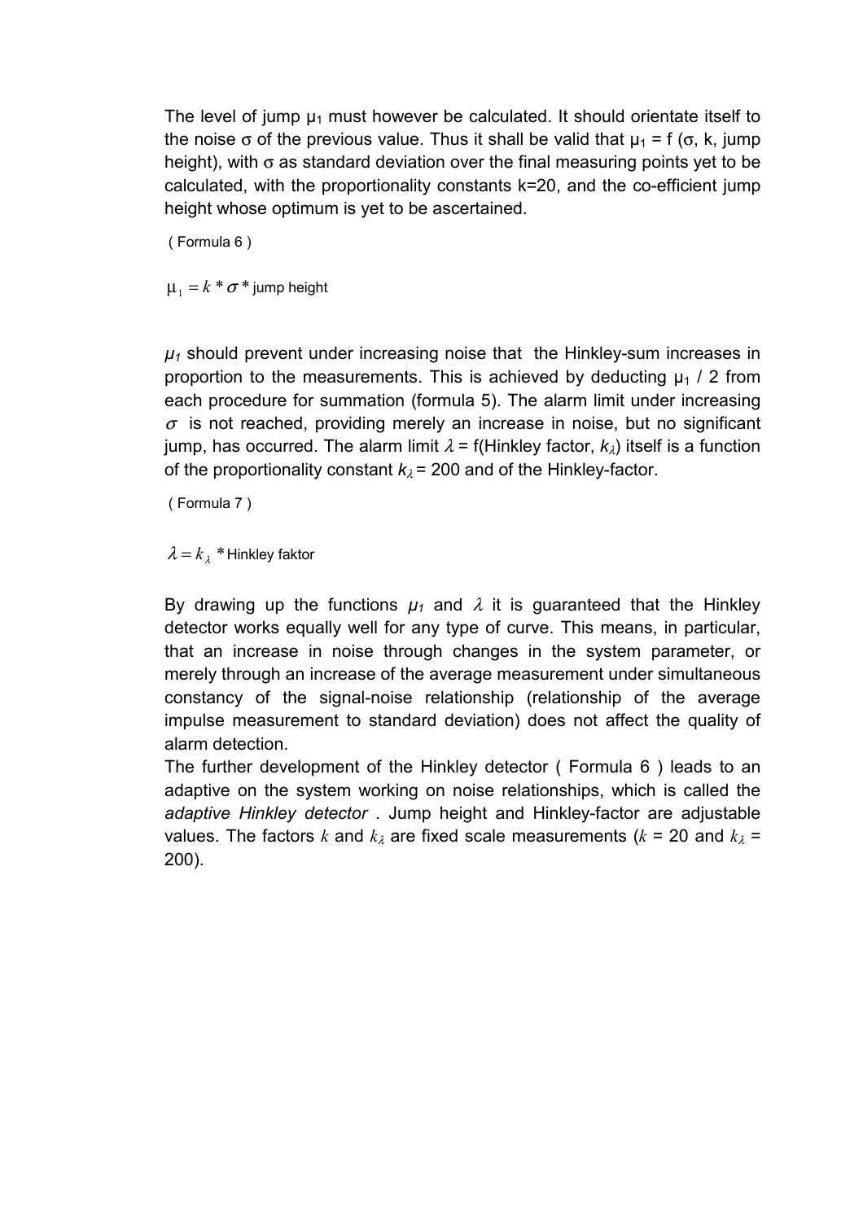The level of jump $\mu_1$ must however be calculated. It should orientate itself to the noise $\sigma$ of the previous value. Thus it shall be valid that $\mu_1$ = f ($\sigma$, k, jump height), with $\sigma$ as standard deviation over the final measuring points yet to be calculated, with the proportionality constants k=20, and the co-efficient jump height whose optimum is yet to be ascertained.

( Formula 6 )

$$\mu_1 = k * \sigma * \text{jump height}$$

$\mu_1$ should prevent under increasing noise that the Hinkley-sum increases in proportion to the measurements. This is achieved by deducting $\mu_1$ / 2 from each procedure for summation (formula 5). The alarm limit under increasing $\sigma$ is not reached, providing merely an increase in noise, but no significant jump, has occurred. The alarm limit $\lambda$ = f(Hinkley factor, $k_\lambda$) itself is a function of the proportionality constant $k_\lambda$ = 200 and of the Hinkley-factor.

( Formula 7 )

$$\lambda = k_\lambda * \text{Hinkley faktor}$$

By drawing up the functions $\mu_1$ and $\lambda$ it is guaranteed that the Hinkley detector works equally well for any type of curve. This means, in particular, that an increase in noise through changes in the system parameter, or merely through an increase of the average measurement under simultaneous constancy of the signal-noise relationship (relationship of the average impulse measurement to standard deviation) does not affect the quality of alarm detection.

The further development of the Hinkley detector ( Formula 6 ) leads to an adaptive on the system working on noise relationships, which is called the *adaptive Hinkley detector* . Jump height and Hinkley-factor are adjustable values. The factors $k$ and $k_\lambda$ are fixed scale measurements ($k$ = 20 and $k_\lambda$ = 200).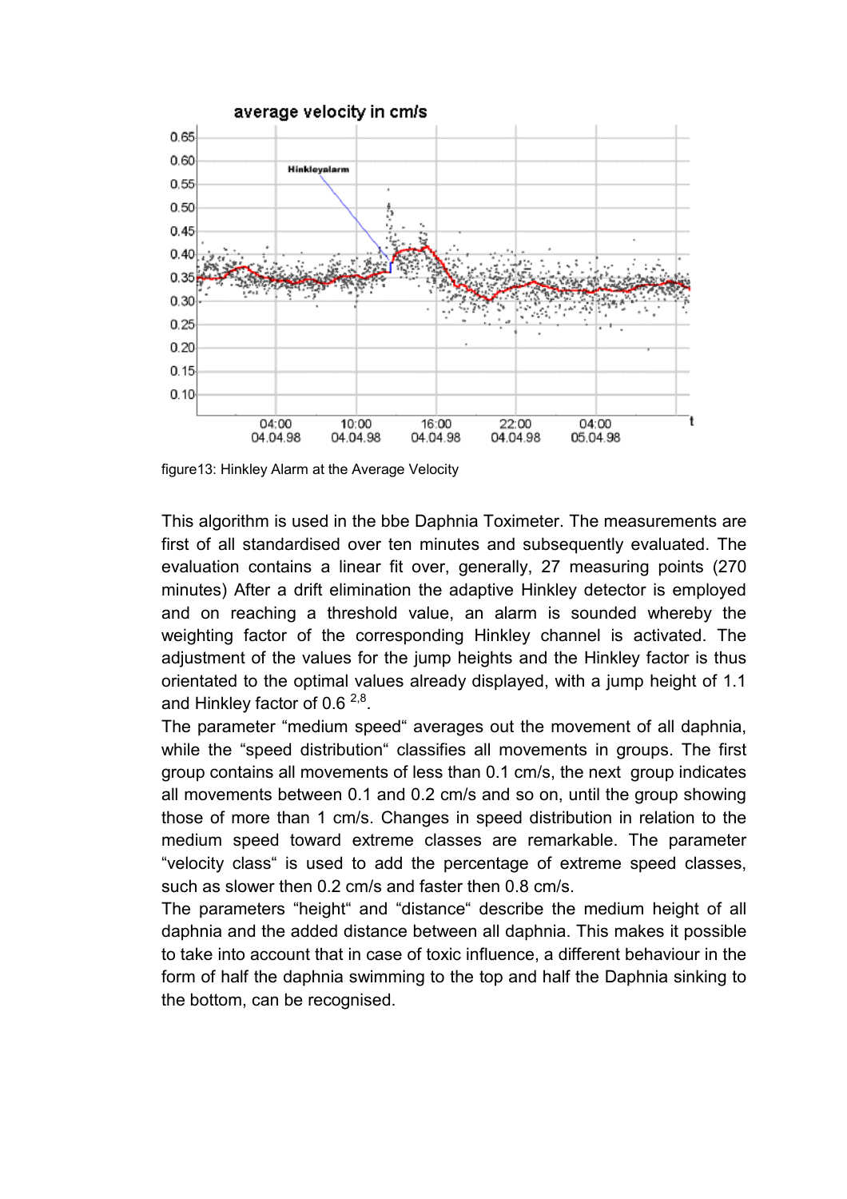figure13: Hinkley Alarm at the Average Velocity

This algorithm is used in the bbe Daphnia Toximeter. The measurements are first of all standardised over ten minutes and subsequently evaluated. The evaluation contains a linear fit over, generally, 27 measuring points (270 minutes) After a drift elimination the adaptive Hinkley detector is employed and on reaching a threshold value, an alarm is sounded whereby the weighting factor of the corresponding Hinkley channel is activated. The adjustment of the values for the jump heights and the Hinkley factor is thus orientated to the optimal values already displayed, with a jump height of 1.1 and Hinkley factor of 0.6 [2,8].

The parameter "medium speed" averages out the movement of all daphnia, while the "speed distribution" classifies all movements in groups. The first group contains all movements of less than 0.1 cm/s, the next group indicates all movements between 0.1 and 0.2 cm/s and so on, until the group showing those of more than 1 cm/s. Changes in speed distribution in relation to the medium speed toward extreme classes are remarkable. The parameter "velocity class" is used to add the percentage of extreme speed classes, such as slower then 0.2 cm/s and faster then 0.8 cm/s.

The parameters "height" and "distance" describe the medium height of all daphnia and the added distance between all daphnia. This makes it possible to take into account that in case of toxic influence, a different behaviour in the form of half the daphnia swimming to the top and half the Daphnia sinking to the bottom, can be recognised.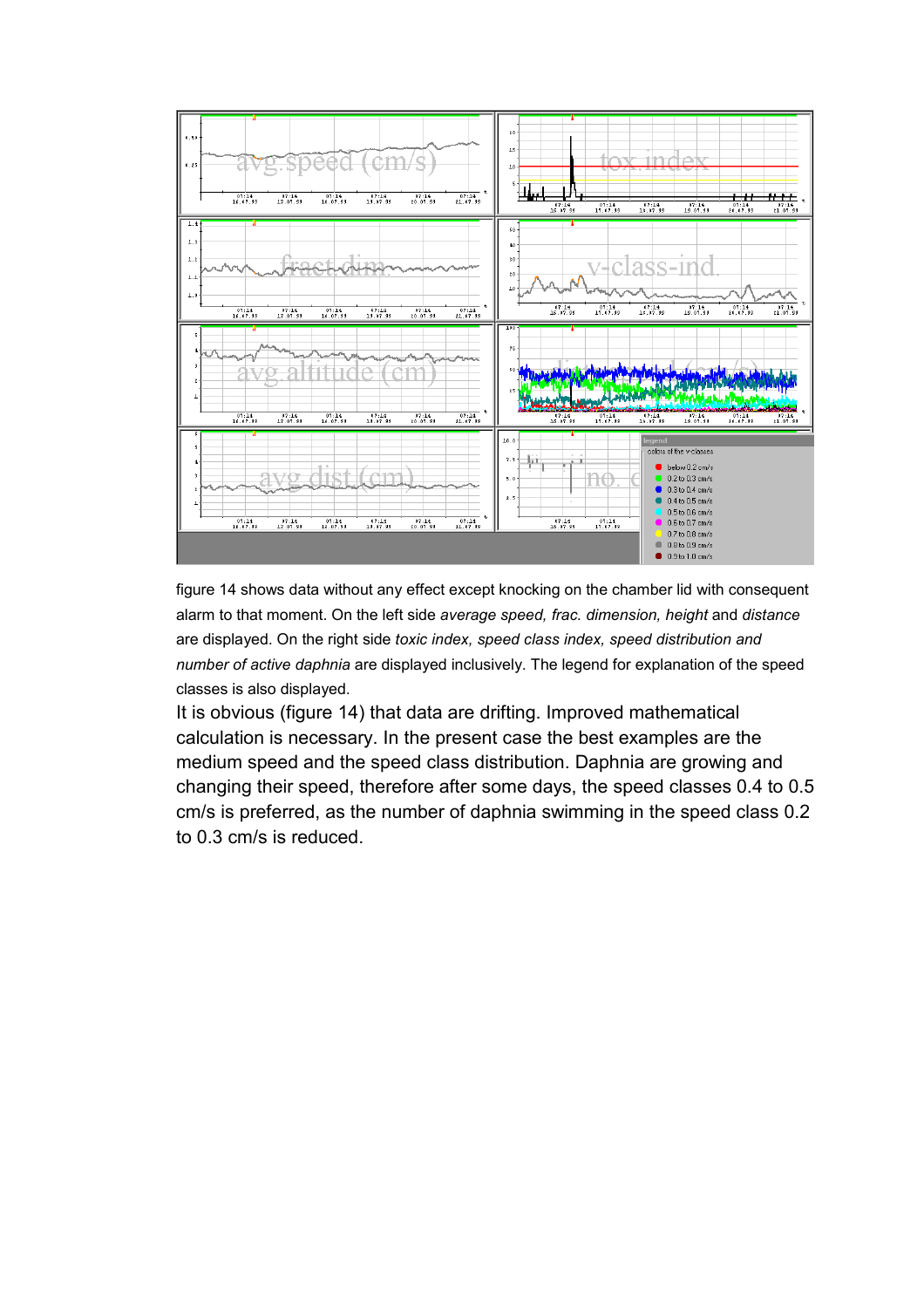figure 14 shows data without any effect except knocking on the chamber lid with consequent alarm to that moment. On the left side *average speed, frac. dimension, height* and *distance* are displayed. On the right side *toxic index, speed class index, speed distribution and number of active daphnia* are displayed inclusively. The legend for explanation of the speed classes is also displayed.

It is obvious (figure 14) that data are drifting. Improved mathematical calculation is necessary. In the present case the best examples are the medium speed and the speed class distribution. Daphnia are growing and changing their speed, therefore after some days, the speed classes 0.4 to 0.5 cm/s is preferred, as the number of daphnia swimming in the speed class 0.2 to 0.3 cm/s is reduced.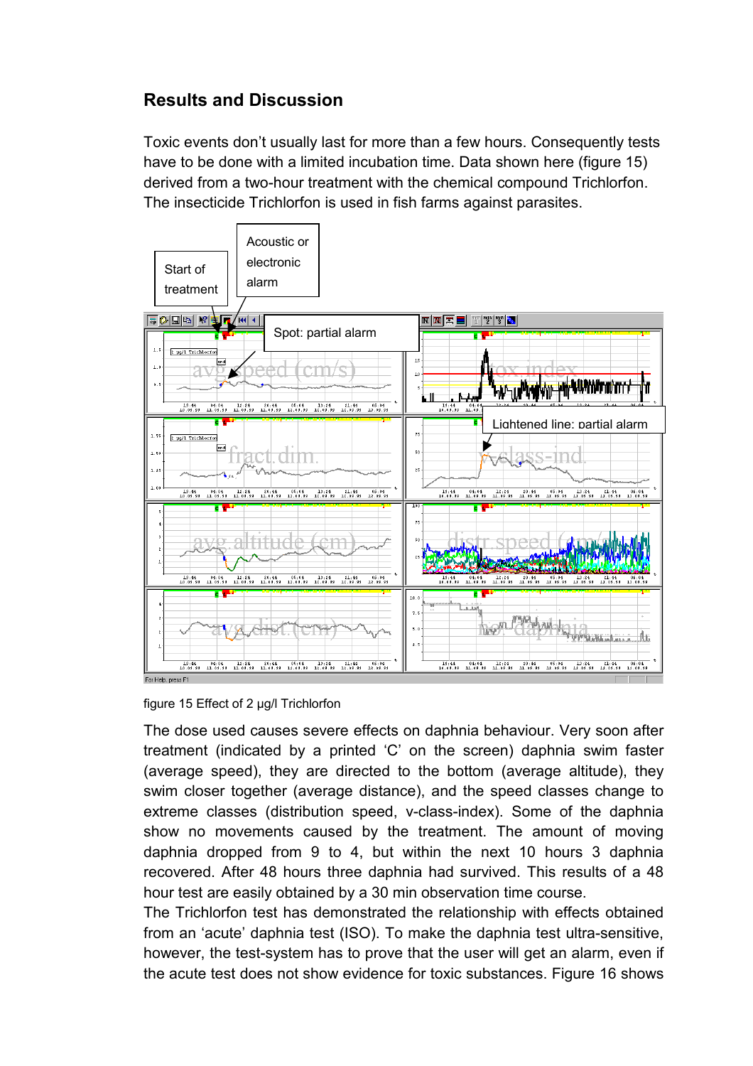## Results and Discussion

Toxic events don't usually last for more than a few hours. Consequently tests have to be done with a limited incubation time. Data shown here (figure 15) derived from a two-hour treatment with the chemical compound Trichlorfon. The insecticide Trichlorfon is used in fish farms against parasites.

figure 15 Effect of 2 µg/l Trichlorfon

The dose used causes severe effects on daphnia behaviour. Very soon after treatment (indicated by a printed 'C' on the screen) daphnia swim faster (average speed), they are directed to the bottom (average altitude), they swim closer together (average distance), and the speed classes change to extreme classes (distribution speed, v-class-index). Some of the daphnia show no movements caused by the treatment. The amount of moving daphnia dropped from 9 to 4, but within the next 10 hours 3 daphnia recovered. After 48 hours three daphnia had survived. This results of a 48 hour test are easily obtained by a 30 min observation time course.

The Trichlorfon test has demonstrated the relationship with effects obtained from an 'acute' daphnia test (ISO). To make the daphnia test ultra-sensitive, however, the test-system has to prove that the user will get an alarm, even if the acute test does not show evidence for toxic substances. Figure 16 shows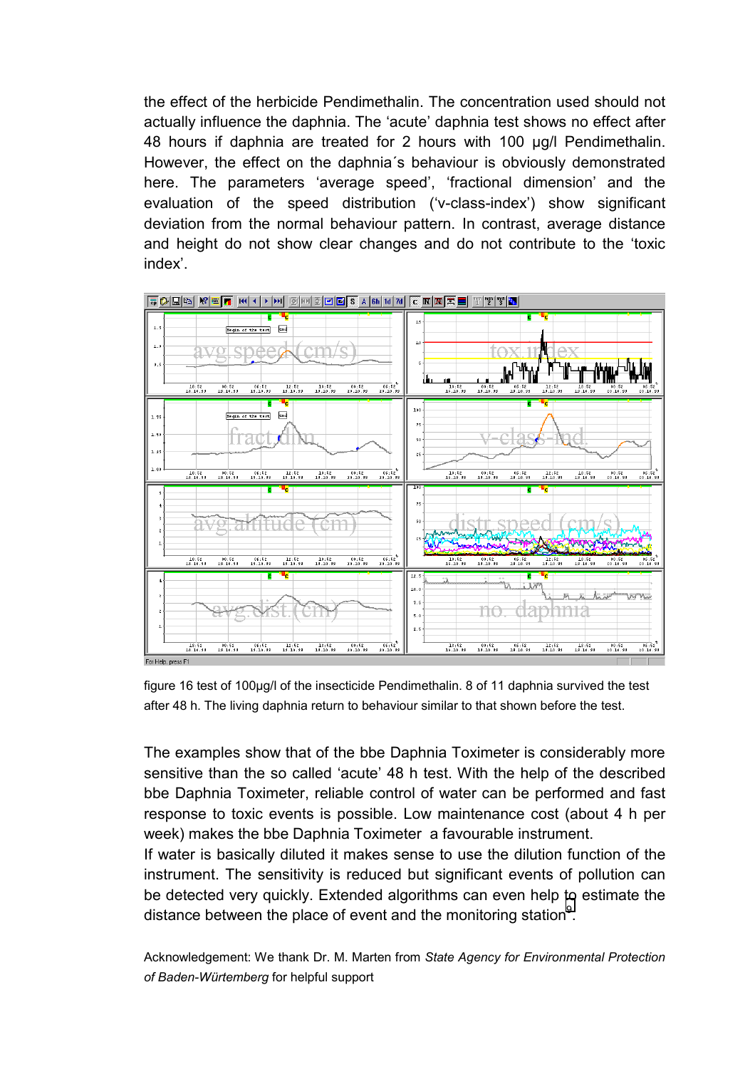the effect of the herbicide Pendimethalin. The concentration used should not actually influence the daphnia. The 'acute' daphnia test shows no effect after 48 hours if daphnia are treated for 2 hours with 100 µg/l Pendimethalin. However, the effect on the daphnia´s behaviour is obviously demonstrated here. The parameters 'average speed', 'fractional dimension' and the evaluation of the speed distribution ('v-class-index') show significant deviation from the normal behaviour pattern. In contrast, average distance and height do not show clear changes and do not contribute to the 'toxic index'.

figure 16 test of 100µg/l of the insecticide Pendimethalin. 8 of 11 daphnia survived the test after 48 h. The living daphnia return to behaviour similar to that shown before the test.

The examples show that of the bbe Daphnia Toximeter is considerably more sensitive than the so called 'acute' 48 h test. With the help of the described bbe Daphnia Toximeter, reliable control of water can be performed and fast response to toxic events is possible. Low maintenance cost (about 4 h per week) makes the bbe Daphnia Toximeter a favourable instrument.

If water is basically diluted it makes sense to use the dilution function of the instrument. The sensitivity is reduced but significant events of pollution can be detected very quickly. Extended algorithms can even help to estimate the distance between the place of event and the monitoring station[9].

Acknowledgement: We thank Dr. M. Marten from *State Agency for Environmental Protection of Baden-Würtemberg* for helpful support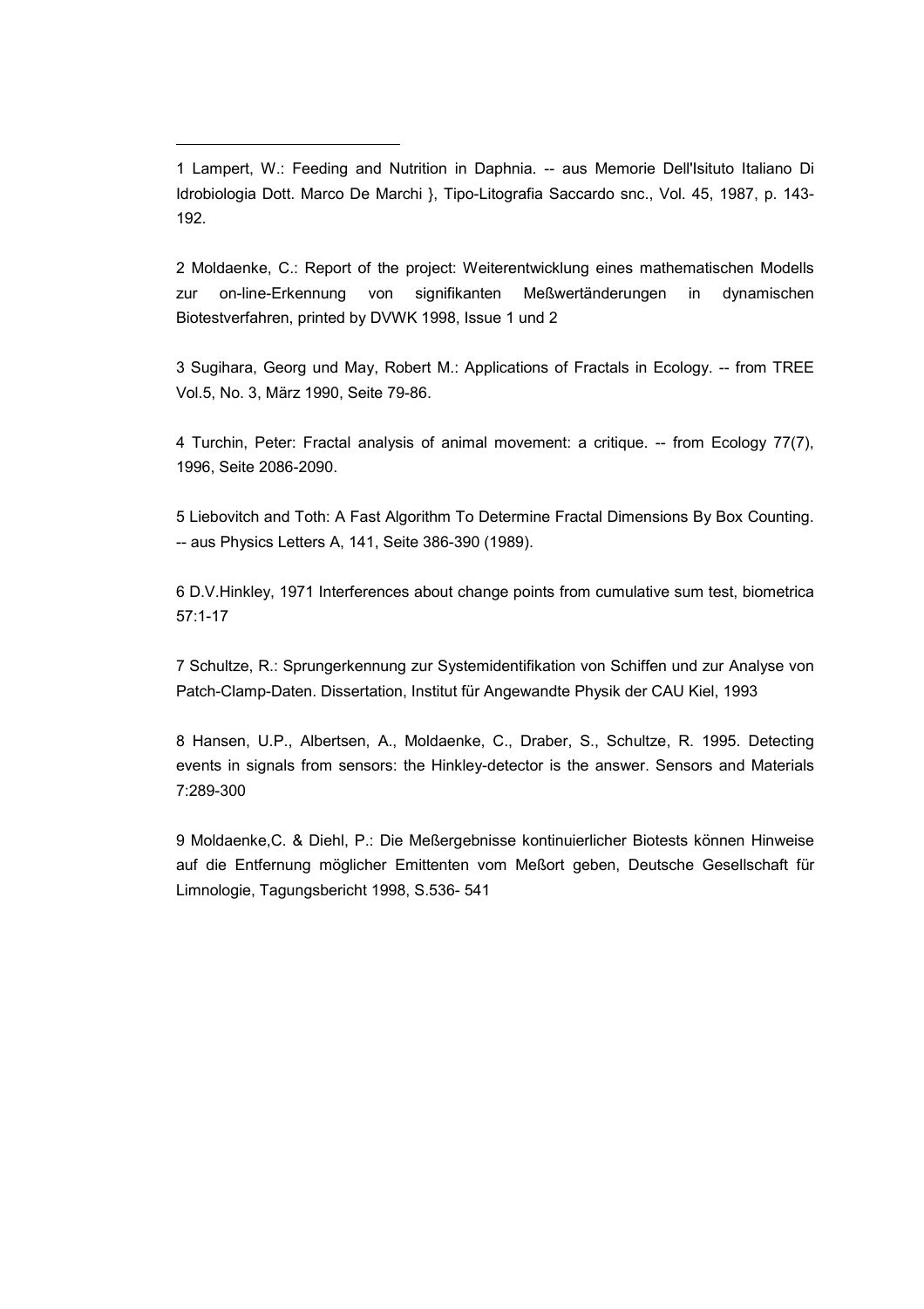1 Lampert, W.: Feeding and Nutrition in Daphnia. -- aus Memorie Dell'Isituto Italiano Di Idrobiologia Dott. Marco De Marchi }, Tipo-Litografia Saccardo snc., Vol. 45, 1987, p. 143-192.

2 Moldaenke, C.: Report of the project: Weiterentwicklung eines mathematischen Modells zur on-line-Erkennung von signifikanten Meßwertänderungen in dynamischen Biotestverfahren, printed by DVWK 1998, Issue 1 und 2

3 Sugihara, Georg und May, Robert M.: Applications of Fractals in Ecology. -- from TREE Vol.5, No. 3, März 1990, Seite 79-86.

4 Turchin, Peter: Fractal analysis of animal movement: a critique. -- from Ecology 77(7), 1996, Seite 2086-2090.

5 Liebovitch and Toth: A Fast Algorithm To Determine Fractal Dimensions By Box Counting. -- aus Physics Letters A, 141, Seite 386-390 (1989).

6 D.V.Hinkley, 1971 Interferences about change points from cumulative sum test, biometrica 57:1-17

7 Schultze, R.: Sprungerkennung zur Systemidentifikation von Schiffen und zur Analyse von Patch-Clamp-Daten. Dissertation, Institut für Angewandte Physik der CAU Kiel, 1993

8 Hansen, U.P., Albertsen, A., Moldaenke, C., Draber, S., Schultze, R. 1995. Detecting events in signals from sensors: the Hinkley-detector is the answer. Sensors and Materials 7:289-300

9 Moldaenke,C. & Diehl, P.: Die Meßergebnisse kontinuierlicher Biotests können Hinweise auf die Entfernung möglicher Emittenten vom Meßort geben, Deutsche Gesellschaft für Limnologie, Tagungsbericht 1998, S.536- 541